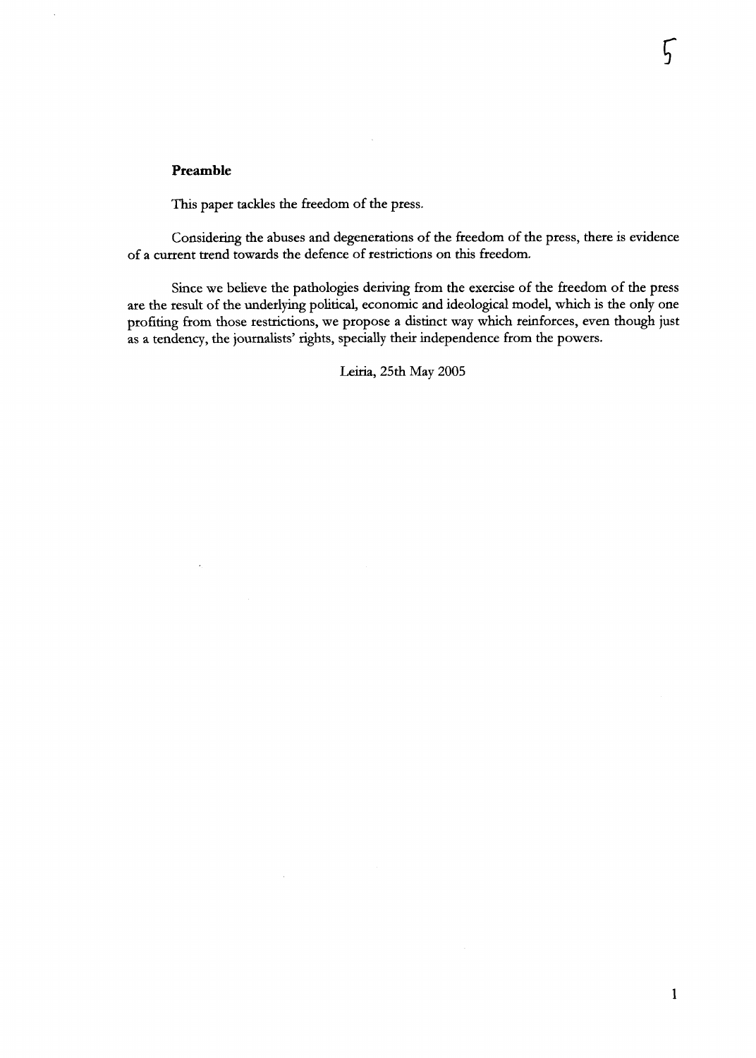**Preamble**

This paper tackles the freedom of the press.

Considering the abuses and degenerations of the freedom of the press, there is evidence of a current trend towards the defence of restrictions on this freedom.

Since we believe the pathologies deriving from the exercise of the freedom of the press are the result of the underlying political, economic and ideological model, which is the only one profiting from those restrictions, we propose a distinct way which reinforces, even though just as a tendency, the journalists' rights, specially their independence from the powers.

Leiria, 25th May 2005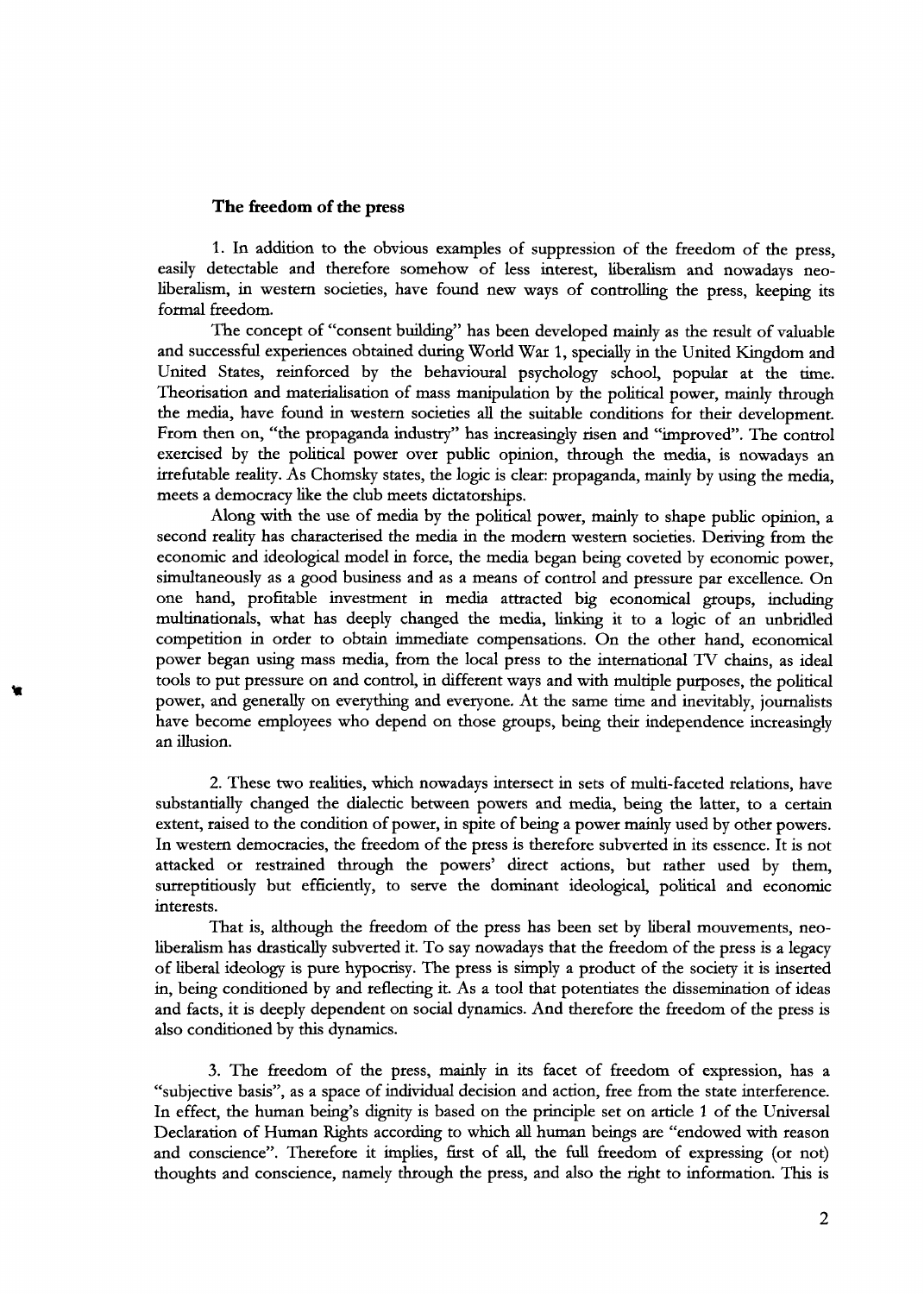**The freedom of the press**

1. In addition to the obvious examples of suppression of the freedom of the press, easily detectable and therefore somehow of less interest, liberalism and nowadays neo-liberalism, in western societies, have found new ways of controlling the press, keeping its formal freedom.

The concept of "consent building" has been developed mainly as the result of valuable and successful experiences obtained during World War 1, specially in the United Kingdom and United States, reinforced by the behavioural psychology school, popular at the time. Theorisation and materialisation of mass manipulation by the political power, mainly through the media, have found in western societies all the suitable conditions for their development. From then on, "the propaganda industry" has increasingly risen and "improved". The control exercised by the political power over public opinion, through the media, is nowadays an irrefutable reality. As Chomsky states, the logic is clear: propaganda, mainly by using the media, meets a democracy like the club meets dictatorships.

Along with the use of media by the political power, mainly to shape public opinion, a second reality has characterised the media in the modern western societies. Deriving from the economic and ideological model in force, the media began being coveted by economic power, simultaneously as a good business and as a means of control and pressure par excellence. On one hand, profitable investment in media attracted big economical groups, including multinationals, what has deeply changed the media, linking it to a logic of an unbridled competition in order to obtain immediate compensations. On the other hand, economical power began using mass media, from the local press to the international TV chains, as ideal tools to put pressure on and control, in different ways and with multiple purposes, the political power, and generally on everything and everyone. At the same time and inevitably, journalists have become employees who depend on those groups, being their independence increasingly an illusion.

2. These two realities, which nowadays intersect in sets of multi-faceted relations, have substantially changed the dialectic between powers and media, being the latter, to a certain extent, raised to the condition of power, in spite of being a power mainly used by other powers. In western democracies, the freedom of the press is therefore subverted in its essence. It is not attacked or restrained through the powers' direct actions, but rather used by them, surreptitiously but efficiently, to serve the dominant ideological, political and economic interests.

That is, although the freedom of the press has been set by liberal mouvements, neo-liberalism has drastically subverted it. To say nowadays that the freedom of the press is a legacy of liberal ideology is pure hypocrisy. The press is simply a product of the society it is inserted in, being conditioned by and reflecting it. As a tool that potentiates the dissemination of ideas and facts, it is deeply dependent on social dynamics. And therefore the freedom of the press is also conditioned by this dynamics.

3. The freedom of the press, mainly in its facet of freedom of expression, has a "subjective basis", as a space of individual decision and action, free from the state interference. In effect, the human being's dignity is based on the principle set on article 1 of the Universal Declaration of Human Rights according to which all human beings are "endowed with reason and conscience". Therefore it implies, first of all, the full freedom of expressing (or not) thoughts and conscience, namely through the press, and also the right to information. This is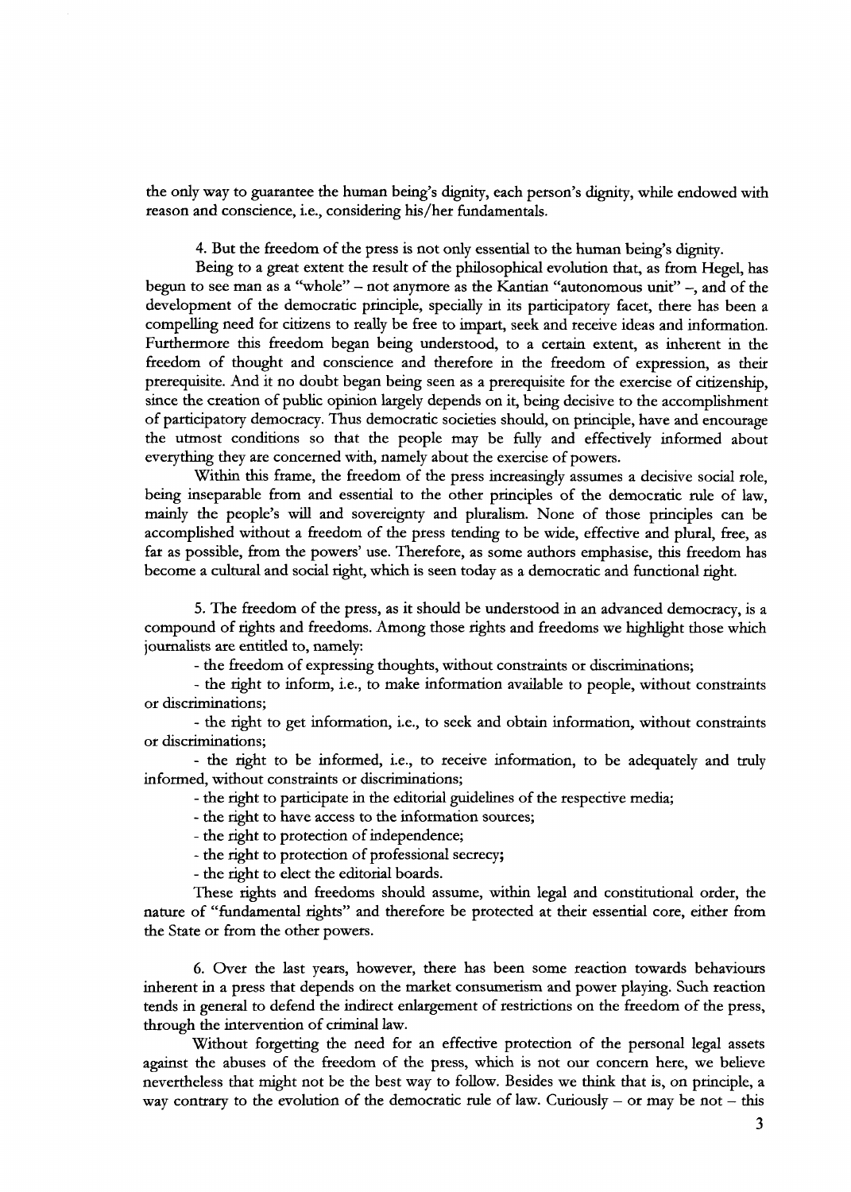the only way to guarantee the human being's dignity, each person's dignity, while endowed with reason and conscience, i.e., considering his/her fundamentals.

4. But the freedom of the press is not only essential to the human being's dignity.

Being to a great extent the result of the philosophical evolution that, as from Hegel, has begun to see man as a "whole" – not anymore as the Kantian "autonomous unit" –, and of the development of the democratic principle, specially in its participatory facet, there has been a compelling need for citizens to really be free to impart, seek and receive ideas and information. Furthermore this freedom began being understood, to a certain extent, as inherent in the freedom of thought and conscience and therefore in the freedom of expression, as their prerequisite. And it no doubt began being seen as a prerequisite for the exercise of citizenship, since the creation of public opinion largely depends on it, being decisive to the accomplishment of participatory democracy. Thus democratic societies should, on principle, have and encourage the utmost conditions so that the people may be fully and effectively informed about everything they are concerned with, namely about the exercise of powers.

Within this frame, the freedom of the press increasingly assumes a decisive social role, being inseparable from and essential to the other principles of the democratic rule of law, mainly the people's will and sovereignty and pluralism. None of those principles can be accomplished without a freedom of the press tending to be wide, effective and plural, free, as far as possible, from the powers' use. Therefore, as some authors emphasise, this freedom has become a cultural and social right, which is seen today as a democratic and functional right.

5. The freedom of the press, as it should be understood in an advanced democracy, is a compound of rights and freedoms. Among those rights and freedoms we highlight those which journalists are entitled to, namely:

- the freedom of expressing thoughts, without constraints or discriminations;
- the right to inform, i.e., to make information available to people, without constraints or discriminations;
- the right to get information, i.e., to seek and obtain information, without constraints or discriminations;
- the right to be informed, i.e., to receive information, to be adequately and truly informed, without constraints or discriminations;
- the right to participate in the editorial guidelines of the respective media;
- the right to have access to the information sources;
- the right to protection of independence;
- the right to protection of professional secrecy;
- the right to elect the editorial boards.

These rights and freedoms should assume, within legal and constitutional order, the nature of "fundamental rights" and therefore be protected at their essential core, either from the State or from the other powers.

6. Over the last years, however, there has been some reaction towards behaviours inherent in a press that depends on the market consumerism and power playing. Such reaction tends in general to defend the indirect enlargement of restrictions on the freedom of the press, through the intervention of criminal law.

Without forgetting the need for an effective protection of the personal legal assets against the abuses of the freedom of the press, which is not our concern here, we believe nevertheless that might not be the best way to follow. Besides we think that is, on principle, a way contrary to the evolution of the democratic rule of law. Curiously – or may be not – this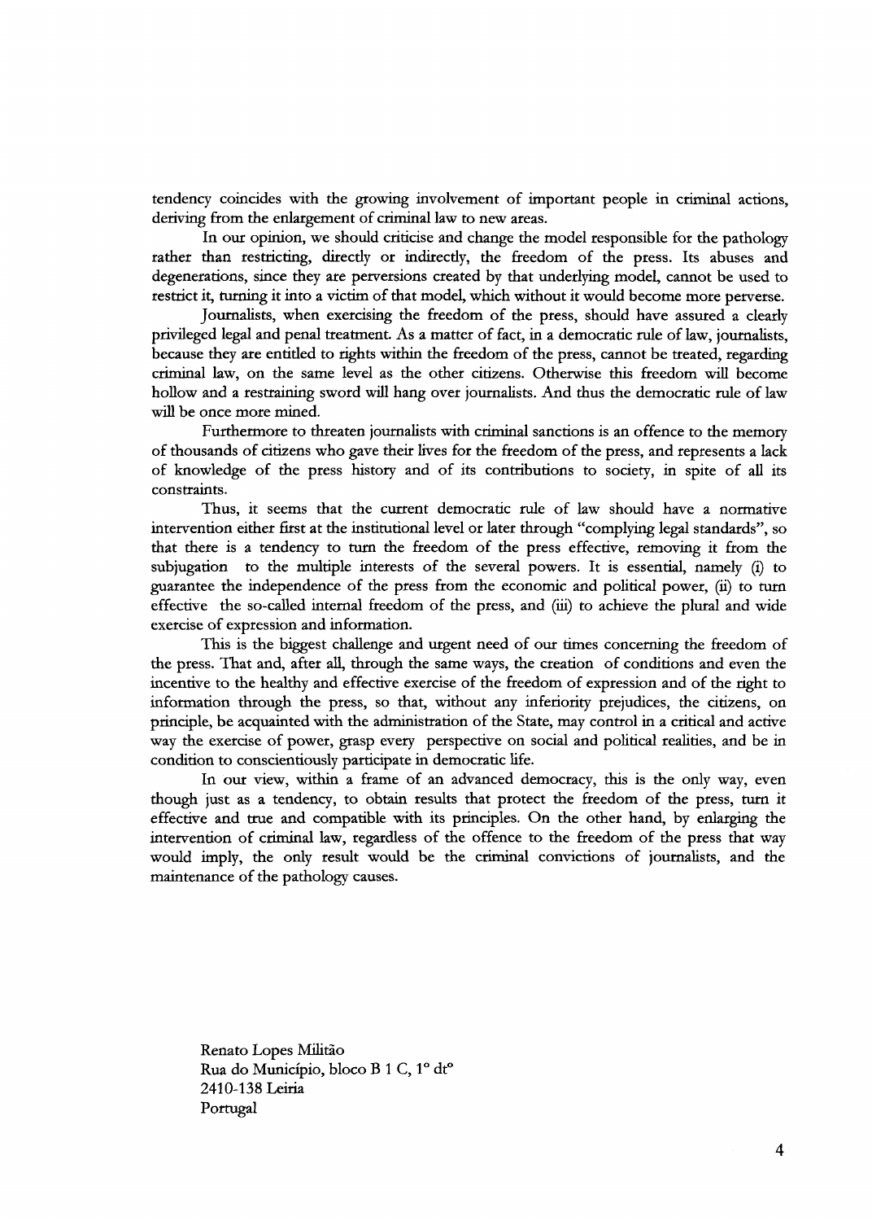tendency coincides with the growing involvement of important people in criminal actions, deriving from the enlargement of criminal law to new areas.

In our opinion, we should criticise and change the model responsible for the pathology rather than restricting, directly or indirectly, the freedom of the press. Its abuses and degenerations, since they are perversions created by that underlying model, cannot be used to restrict it, turning it into a victim of that model, which without it would become more perverse.

Journalists, when exercising the freedom of the press, should have assured a clearly privileged legal and penal treatment. As a matter of fact, in a democratic rule of law, journalists, because they are entitled to rights within the freedom of the press, cannot be treated, regarding criminal law, on the same level as the other citizens. Otherwise this freedom will become hollow and a restraining sword will hang over journalists. And thus the democratic rule of law will be once more mined.

Furthermore to threaten journalists with criminal sanctions is an offence to the memory of thousands of citizens who gave their lives for the freedom of the press, and represents a lack of knowledge of the press history and of its contributions to society, in spite of all its constraints.

Thus, it seems that the current democratic rule of law should have a normative intervention either first at the institutional level or later through "complying legal standards", so that there is a tendency to turn the freedom of the press effective, removing it from the subjugation to the multiple interests of the several powers. It is essential, namely (i) to guarantee the independence of the press from the economic and political power, (ii) to turn effective the so-called internal freedom of the press, and (iii) to achieve the plural and wide exercise of expression and information.

This is the biggest challenge and urgent need of our times concerning the freedom of the press. That and, after all, through the same ways, the creation of conditions and even the incentive to the healthy and effective exercise of the freedom of expression and of the right to information through the press, so that, without any inferiority prejudices, the citizens, on principle, be acquainted with the administration of the State, may control in a critical and active way the exercise of power, grasp every perspective on social and political realities, and be in condition to conscientiously participate in democratic life.

In our view, within a frame of an advanced democracy, this is the only way, even though just as a tendency, to obtain results that protect the freedom of the press, turn it effective and true and compatible with its principles. On the other hand, by enlarging the intervention of criminal law, regardless of the offence to the freedom of the press that way would imply, the only result would be the criminal convictions of journalists, and the maintenance of the pathology causes.

Renato Lopes Militão
Rua do Município, bloco B 1 C, 1º dtº
2410-138 Leiria
Portugal